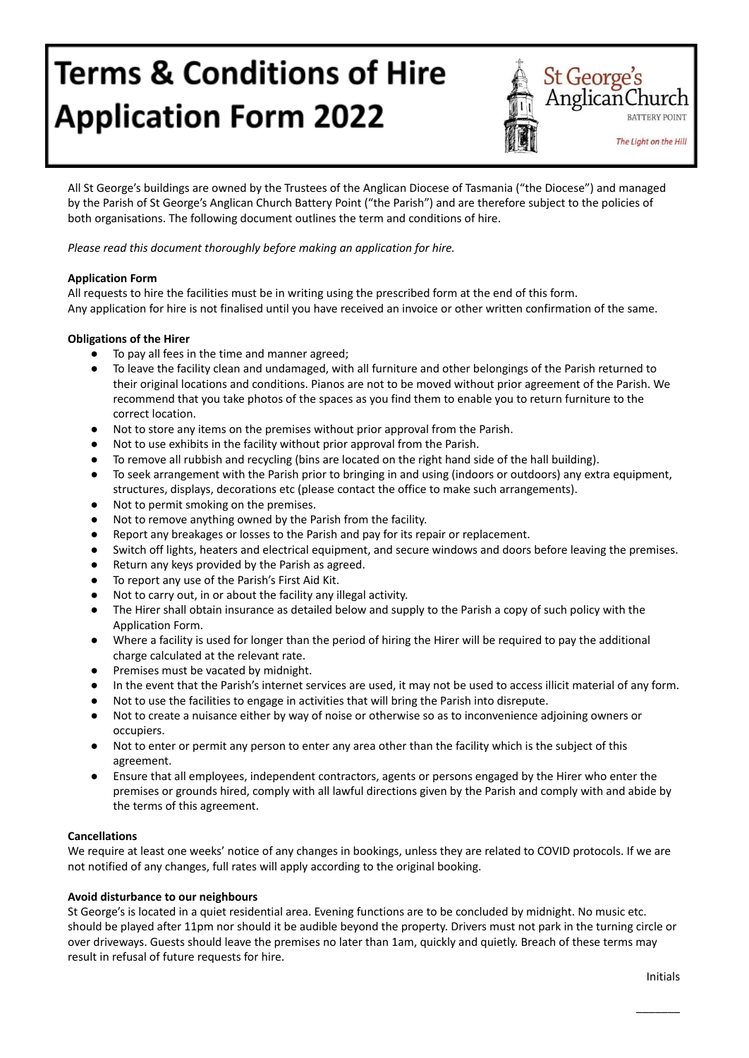# Terms & Conditions of Hire Application Form 2022

St George's Anglican Church
BATTERY POINT
*The Light on the Hill*

All St George's buildings are owned by the Trustees of the Anglican Diocese of Tasmania ("the Diocese") and managed by the Parish of St George's Anglican Church Battery Point ("the Parish") and are therefore subject to the policies of both organisations. The following document outlines the term and conditions of hire.

*Please read this document thoroughly before making an application for hire.*

**Application Form**

All requests to hire the facilities must be in writing using the prescribed form at the end of this form.
Any application for hire is not finalised until you have received an invoice or other written confirmation of the same.

**Obligations of the Hirer**

- To pay all fees in the time and manner agreed;
- To leave the facility clean and undamaged, with all furniture and other belongings of the Parish returned to their original locations and conditions. Pianos are not to be moved without prior agreement of the Parish. We recommend that you take photos of the spaces as you find them to enable you to return furniture to the correct location.
- Not to store any items on the premises without prior approval from the Parish.
- Not to use exhibits in the facility without prior approval from the Parish.
- To remove all rubbish and recycling (bins are located on the right hand side of the hall building).
- To seek arrangement with the Parish prior to bringing in and using (indoors or outdoors) any extra equipment, structures, displays, decorations etc (please contact the office to make such arrangements).
- Not to permit smoking on the premises.
- Not to remove anything owned by the Parish from the facility.
- Report any breakages or losses to the Parish and pay for its repair or replacement.
- Switch off lights, heaters and electrical equipment, and secure windows and doors before leaving the premises.
- Return any keys provided by the Parish as agreed.
- To report any use of the Parish's First Aid Kit.
- Not to carry out, in or about the facility any illegal activity.
- The Hirer shall obtain insurance as detailed below and supply to the Parish a copy of such policy with the Application Form.
- Where a facility is used for longer than the period of hiring the Hirer will be required to pay the additional charge calculated at the relevant rate.
- Premises must be vacated by midnight.
- In the event that the Parish's internet services are used, it may not be used to access illicit material of any form.
- Not to use the facilities to engage in activities that will bring the Parish into disrepute.
- Not to create a nuisance either by way of noise or otherwise so as to inconvenience adjoining owners or occupiers.
- Not to enter or permit any person to enter any area other than the facility which is the subject of this agreement.
- Ensure that all employees, independent contractors, agents or persons engaged by the Hirer who enter the premises or grounds hired, comply with all lawful directions given by the Parish and comply with and abide by the terms of this agreement.

**Cancellations**

We require at least one weeks' notice of any changes in bookings, unless they are related to COVID protocols. If we are not notified of any changes, full rates will apply according to the original booking.

**Avoid disturbance to our neighbours**

St George's is located in a quiet residential area. Evening functions are to be concluded by midnight. No music etc. should be played after 11pm nor should it be audible beyond the property. Drivers must not park in the turning circle or over driveways. Guests should leave the premises no later than 1am, quickly and quietly. Breach of these terms may result in refusal of future requests for hire.

Initials

_______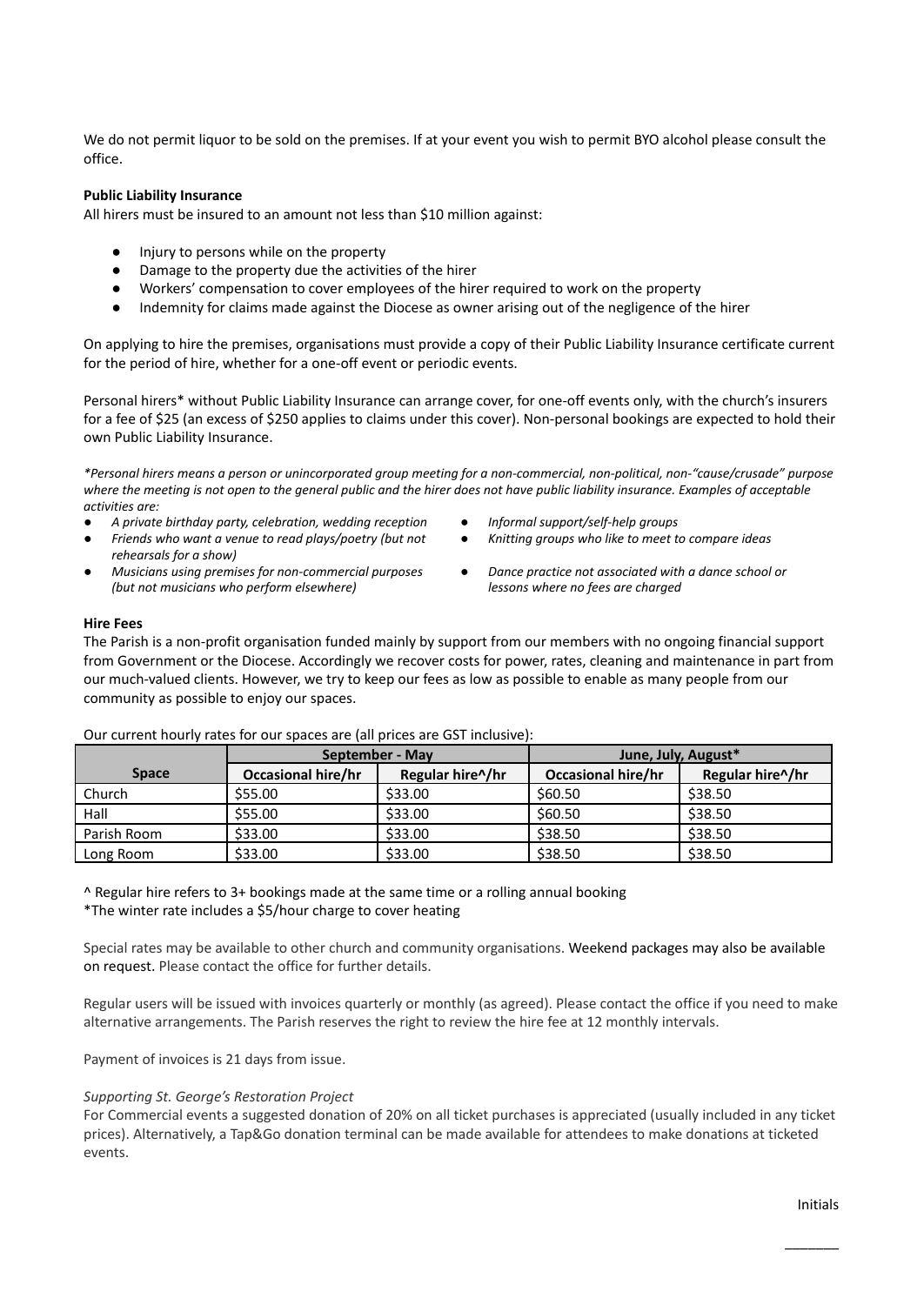We do not permit liquor to be sold on the premises. If at your event you wish to permit BYO alcohol please consult the office.

**Public Liability Insurance**

All hirers must be insured to an amount not less than $10 million against:

- Injury to persons while on the property
- Damage to the property due the activities of the hirer
- Workers' compensation to cover employees of the hirer required to work on the property
- Indemnity for claims made against the Diocese as owner arising out of the negligence of the hirer

On applying to hire the premises, organisations must provide a copy of their Public Liability Insurance certificate current for the period of hire, whether for a one-off event or periodic events.

Personal hirers* without Public Liability Insurance can arrange cover, for one-off events only, with the church's insurers for a fee of $25 (an excess of $250 applies to claims under this cover). Non-personal bookings are expected to hold their own Public Liability Insurance.

*\*Personal hirers means a person or unincorporated group meeting for a non-commercial, non-political, non-"cause/crusade" purpose where the meeting is not open to the general public and the hirer does not have public liability insurance. Examples of acceptable activities are:*

- *A private birthday party, celebration, wedding reception*
- *Friends who want a venue to read plays/poetry (but not rehearsals for a show)*
- *Musicians using premises for non-commercial purposes (but not musicians who perform elsewhere)*
- *Informal support/self-help groups*
- *Knitting groups who like to meet to compare ideas*
- *Dance practice not associated with a dance school or lessons where no fees are charged*

**Hire Fees**

The Parish is a non-profit organisation funded mainly by support from our members with no ongoing financial support from Government or the Diocese. Accordingly we recover costs for power, rates, cleaning and maintenance in part from our much-valued clients. However, we try to keep our fees as low as possible to enable as many people from our community as possible to enjoy our spaces.

Our current hourly rates for our spaces are (all prices are GST inclusive):

| | September - May | | June, July, August* | |
|---|---|---|---|---|
| **Space** | **Occasional hire/hr** | **Regular hire^/hr** | **Occasional hire/hr** | **Regular hire^/hr** |
| Church | $55.00 | $33.00 | $60.50 | $38.50 |
| Hall | $55.00 | $33.00 | $60.50 | $38.50 |
| Parish Room | $33.00 | $33.00 | $38.50 | $38.50 |
| Long Room | $33.00 | $33.00 | $38.50 | $38.50 |

^ Regular hire refers to 3+ bookings made at the same time or a rolling annual booking

*The winter rate includes a $5/hour charge to cover heating

Special rates may be available to other church and community organisations. Weekend packages may also be available on request. Please contact the office for further details.

Regular users will be issued with invoices quarterly or monthly (as agreed). Please contact the office if you need to make alternative arrangements. The Parish reserves the right to review the hire fee at 12 monthly intervals.

Payment of invoices is 21 days from issue.

*Supporting St. George's Restoration Project*

For Commercial events a suggested donation of 20% on all ticket purchases is appreciated (usually included in any ticket prices). Alternatively, a Tap&Go donation terminal can be made available for attendees to make donations at ticketed events.

Initials

_______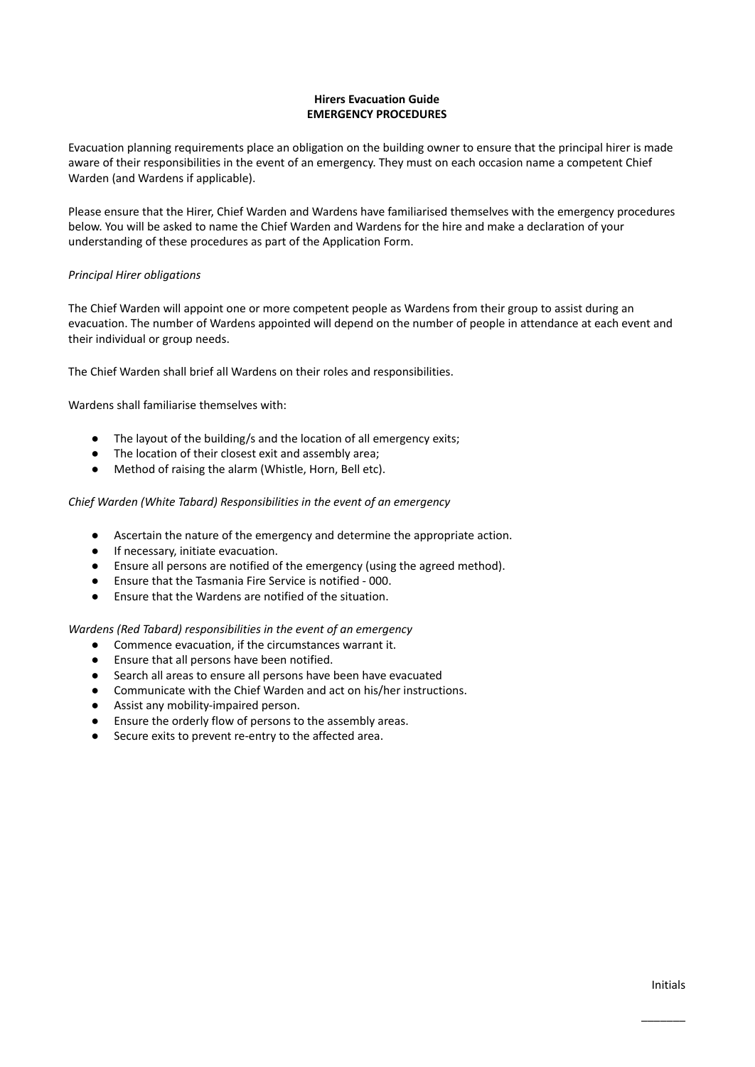**Hirers Evacuation Guide**
**EMERGENCY PROCEDURES**

Evacuation planning requirements place an obligation on the building owner to ensure that the principal hirer is made aware of their responsibilities in the event of an emergency. They must on each occasion name a competent Chief Warden (and Wardens if applicable).

Please ensure that the Hirer, Chief Warden and Wardens have familiarised themselves with the emergency procedures below. You will be asked to name the Chief Warden and Wardens for the hire and make a declaration of your understanding of these procedures as part of the Application Form.

*Principal Hirer obligations*

The Chief Warden will appoint one or more competent people as Wardens from their group to assist during an evacuation. The number of Wardens appointed will depend on the number of people in attendance at each event and their individual or group needs.

The Chief Warden shall brief all Wardens on their roles and responsibilities.

Wardens shall familiarise themselves with:

- The layout of the building/s and the location of all emergency exits;
- The location of their closest exit and assembly area;
- Method of raising the alarm (Whistle, Horn, Bell etc).

*Chief Warden (White Tabard) Responsibilities in the event of an emergency*

- Ascertain the nature of the emergency and determine the appropriate action.
- If necessary, initiate evacuation.
- Ensure all persons are notified of the emergency (using the agreed method).
- Ensure that the Tasmania Fire Service is notified - 000.
- Ensure that the Wardens are notified of the situation.

*Wardens (Red Tabard) responsibilities in the event of an emergency*

- Commence evacuation, if the circumstances warrant it.
- Ensure that all persons have been notified.
- Search all areas to ensure all persons have been have evacuated
- Communicate with the Chief Warden and act on his/her instructions.
- Assist any mobility-impaired person.
- Ensure the orderly flow of persons to the assembly areas.
- Secure exits to prevent re-entry to the affected area.

Initials

_______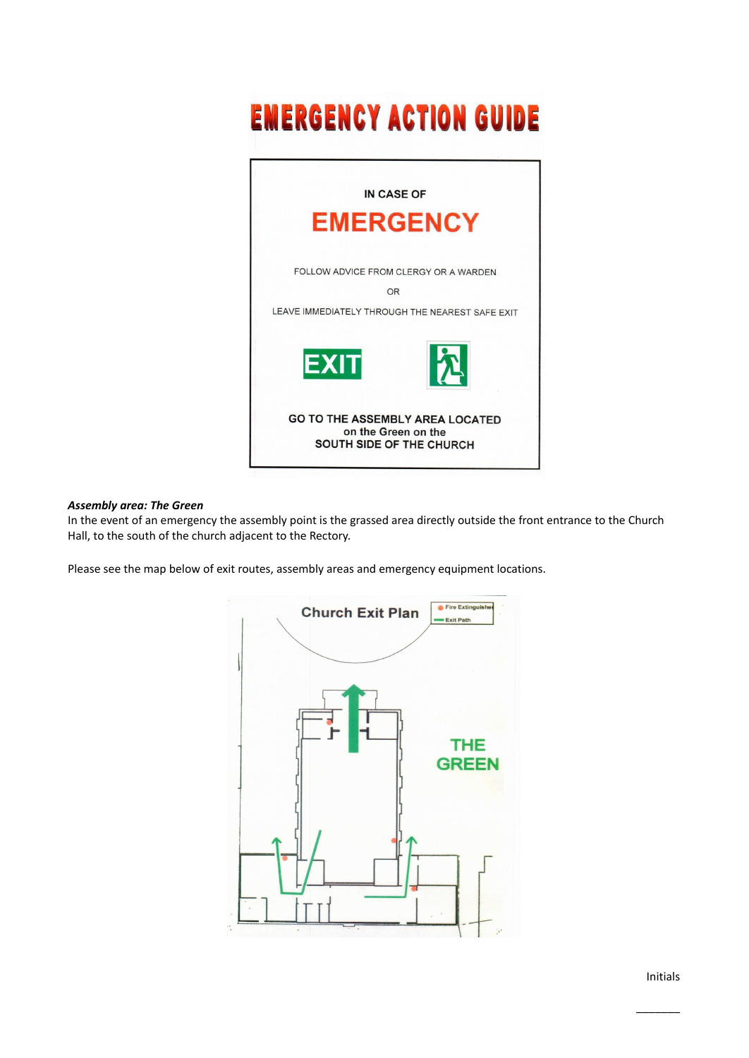# EMERGENCY ACTION GUIDE

IN CASE OF

## EMERGENCY

FOLLOW ADVICE FROM CLERGY OR A WARDEN

OR

LEAVE IMMEDIATELY THROUGH THE NEAREST SAFE EXIT

EXIT

**GO TO THE ASSEMBLY AREA LOCATED on the Green on the SOUTH SIDE OF THE CHURCH**

***Assembly area: The Green***

In the event of an emergency the assembly point is the grassed area directly outside the front entrance to the Church Hall, to the south of the church adjacent to the Rectory.

Please see the map below of exit routes, assembly areas and emergency equipment locations.

Church Exit Plan

Fire Extinguisher

Exit Path

THE GREEN

Initials

_______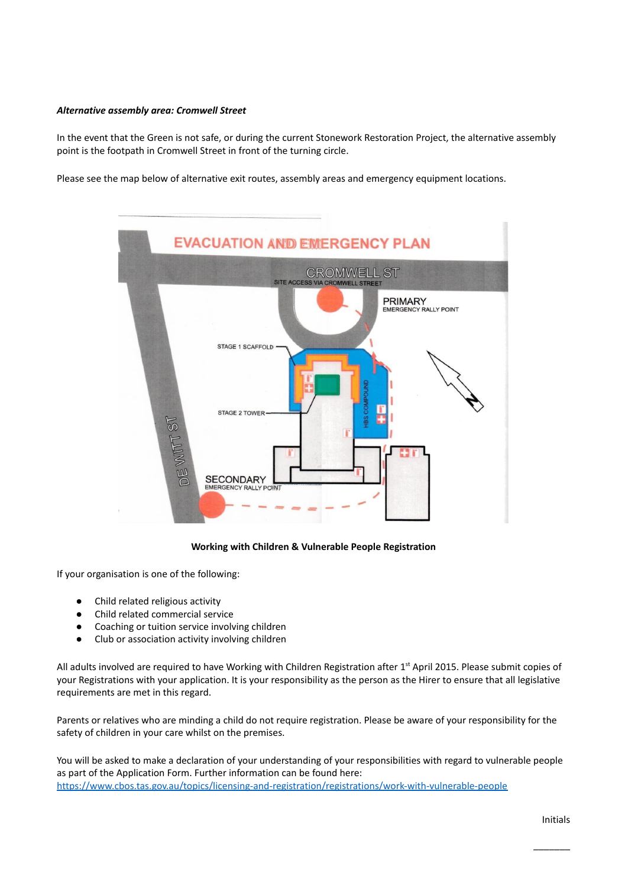***Alternative assembly area: Cromwell Street***

In the event that the Green is not safe, or during the current Stonework Restoration Project, the alternative assembly point is the footpath in Cromwell Street in front of the turning circle.

Please see the map below of alternative exit routes, assembly areas and emergency equipment locations.

**Working with Children & Vulnerable People Registration**

If your organisation is one of the following:

- Child related religious activity
- Child related commercial service
- Coaching or tuition service involving children
- Club or association activity involving children

All adults involved are required to have Working with Children Registration after 1st April 2015. Please submit copies of your Registrations with your application. It is your responsibility as the person as the Hirer to ensure that all legislative requirements are met in this regard.

Parents or relatives who are minding a child do not require registration. Please be aware of your responsibility for the safety of children in your care whilst on the premises.

You will be asked to make a declaration of your understanding of your responsibilities with regard to vulnerable people as part of the Application Form. Further information can be found here:
https://www.cbos.tas.gov.au/topics/licensing-and-registration/registrations/work-with-vulnerable-people

Initials

_______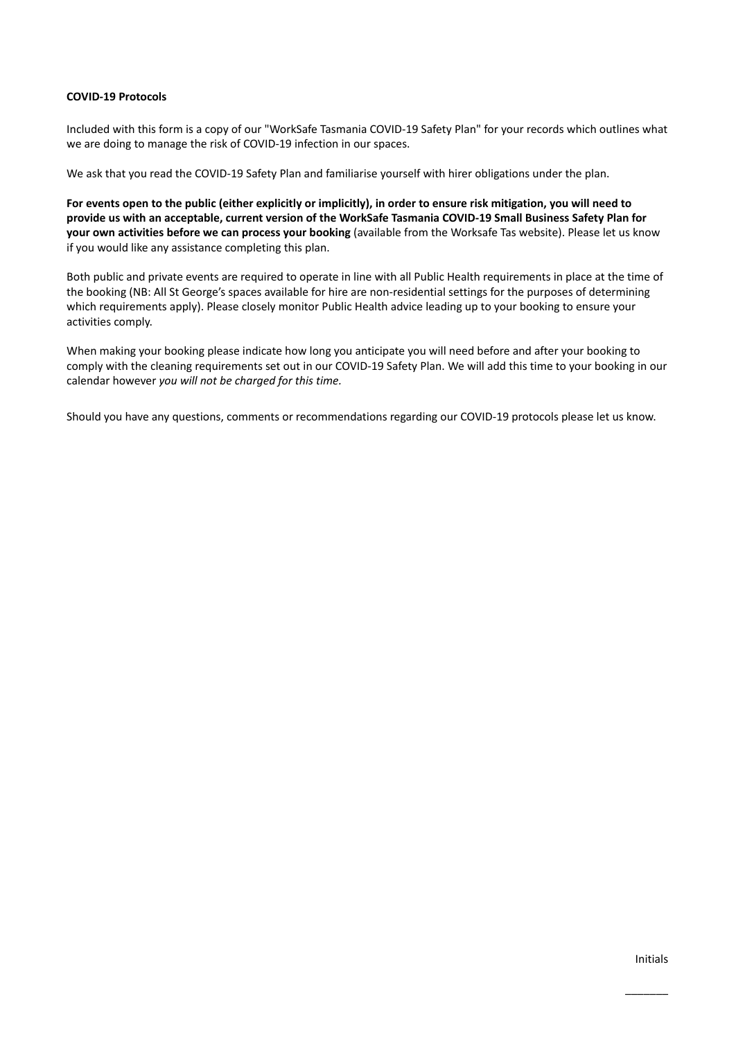**COVID-19 Protocols**

Included with this form is a copy of our "WorkSafe Tasmania COVID-19 Safety Plan" for your records which outlines what we are doing to manage the risk of COVID-19 infection in our spaces.

We ask that you read the COVID-19 Safety Plan and familiarise yourself with hirer obligations under the plan.

**For events open to the public (either explicitly or implicitly), in order to ensure risk mitigation, you will need to provide us with an acceptable, current version of the WorkSafe Tasmania COVID-19 Small Business Safety Plan for your own activities before we can process your booking** (available from the Worksafe Tas website). Please let us know if you would like any assistance completing this plan.

Both public and private events are required to operate in line with all Public Health requirements in place at the time of the booking (NB: All St George's spaces available for hire are non-residential settings for the purposes of determining which requirements apply). Please closely monitor Public Health advice leading up to your booking to ensure your activities comply.

When making your booking please indicate how long you anticipate you will need before and after your booking to comply with the cleaning requirements set out in our COVID-19 Safety Plan. We will add this time to your booking in our calendar however *you will not be charged for this time*.

Should you have any questions, comments or recommendations regarding our COVID-19 protocols please let us know.

Initials

_______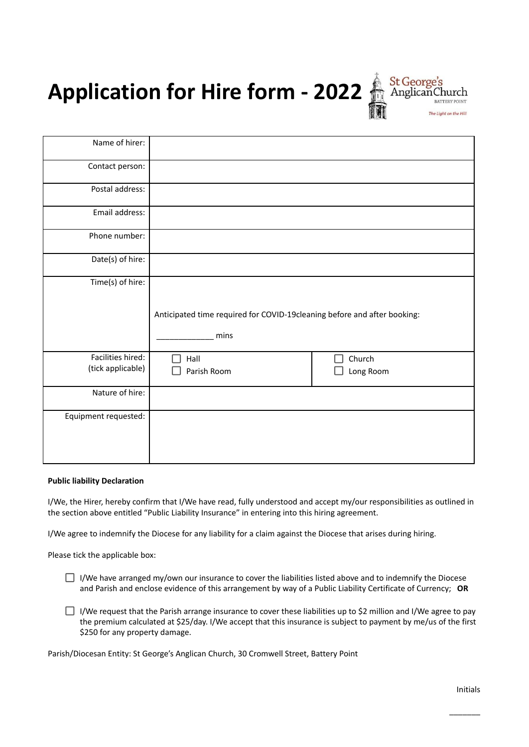# Application for Hire form - 2022

| Name of hirer: | | |
|---|---|---|
| Contact person: | | |
| Postal address: | | |
| Email address: | | |
| Phone number: | | |
| Date(s) of hire: | | |
| Time(s) of hire: | Anticipated time required for COVID-19cleaning before and after booking: _____________ mins | |
| Facilities hired: (tick applicable) | ☐ Hall<br>☐ Parish Room | ☐ Church<br>☐ Long Room |
| Nature of hire: | | |
| Equipment requested: | | |

**Public liability Declaration**

I/We, the Hirer, hereby confirm that I/We have read, fully understood and accept my/our responsibilities as outlined in the section above entitled "Public Liability Insurance" in entering into this hiring agreement.

I/We agree to indemnify the Diocese for any liability for a claim against the Diocese that arises during hiring.

Please tick the applicable box:

- ☐ I/We have arranged my/own our insurance to cover the liabilities listed above and to indemnify the Diocese and Parish and enclose evidence of this arrangement by way of a Public Liability Certificate of Currency; **OR**

- ☐ I/We request that the Parish arrange insurance to cover these liabilities up to $2 million and I/We agree to pay the premium calculated at $25/day. I/We accept that this insurance is subject to payment by me/us of the first $250 for any property damage.

Parish/Diocesan Entity: St George's Anglican Church, 30 Cromwell Street, Battery Point

Initials

_______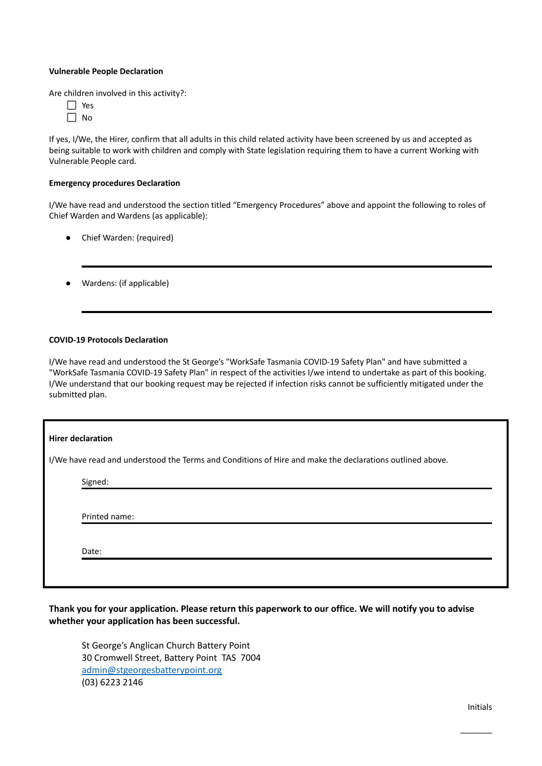**Vulnerable People Declaration**

Are children involved in this activity?:

- ☐ Yes
- ☐ No

If yes, I/We, the Hirer, confirm that all adults in this child related activity have been screened by us and accepted as being suitable to work with children and comply with State legislation requiring them to have a current Working with Vulnerable People card.

**Emergency procedures Declaration**

I/We have read and understood the section titled "Emergency Procedures" above and appoint the following to roles of Chief Warden and Wardens (as applicable):

- Chief Warden: (required)

  ______________________________

- Wardens: (if applicable)

  ______________________________

**COVID-19 Protocols Declaration**

I/We have read and understood the St George's "WorkSafe Tasmania COVID-19 Safety Plan" and have submitted a "WorkSafe Tasmania COVID-19 Safety Plan" in respect of the activities I/we intend to undertake as part of this booking. I/We understand that our booking request may be rejected if infection risks cannot be sufficiently mitigated under the submitted plan.

**Hirer declaration**

I/We have read and understood the Terms and Conditions of Hire and make the declarations outlined above.

Signed: ______________________________

Printed name: ______________________________

Date: ______________________________

**Thank you for your application. Please return this paperwork to our office. We will notify you to advise whether your application has been successful.**

St George's Anglican Church Battery Point
30 Cromwell Street, Battery Point TAS 7004
admin@stgeorgesbatterypoint.org
(03) 6223 2146

Initials

_______